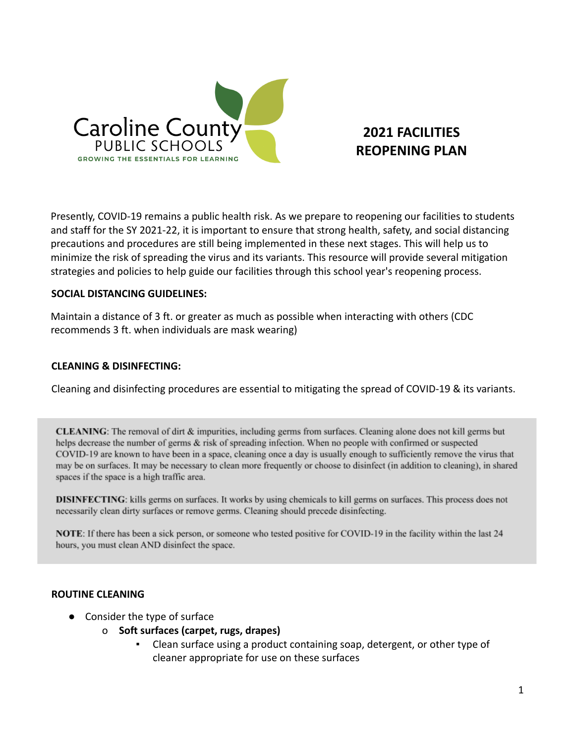Caroline County
PUBLIC SCHOOLS
GROWING THE ESSENTIALS FOR LEARNING

# 2021 FACILITIES REOPENING PLAN

Presently, COVID-19 remains a public health risk. As we prepare to reopening our facilities to students and staff for the SY 2021-22, it is important to ensure that strong health, safety, and social distancing precautions and procedures are still being implemented in these next stages. This will help us to minimize the risk of spreading the virus and its variants. This resource will provide several mitigation strategies and policies to help guide our facilities through this school year's reopening process.

**SOCIAL DISTANCING GUIDELINES:**

Maintain a distance of 3 ft. or greater as much as possible when interacting with others (CDC recommends 3 ft. when individuals are mask wearing)

**CLEANING & DISINFECTING:**

Cleaning and disinfecting procedures are essential to mitigating the spread of COVID-19 & its variants.

**CLEANING**: The removal of dirt & impurities, including germs from surfaces. Cleaning alone does not kill germs but helps decrease the number of germs & risk of spreading infection. When no people with confirmed or suspected COVID-19 are known to have been in a space, cleaning once a day is usually enough to sufficiently remove the virus that may be on surfaces. It may be necessary to clean more frequently or choose to disinfect (in addition to cleaning), in shared spaces if the space is a high traffic area.

**DISINFECTING**: kills germs on surfaces. It works by using chemicals to kill germs on surfaces. This process does not necessarily clean dirty surfaces or remove germs. Cleaning should precede disinfecting.

**NOTE**: If there has been a sick person, or someone who tested positive for COVID-19 in the facility within the last 24 hours, you must clean AND disinfect the space.

**ROUTINE CLEANING**

- Consider the type of surface
  - **Soft surfaces (carpet, rugs, drapes)**
    - Clean surface using a product containing soap, detergent, or other type of cleaner appropriate for use on these surfaces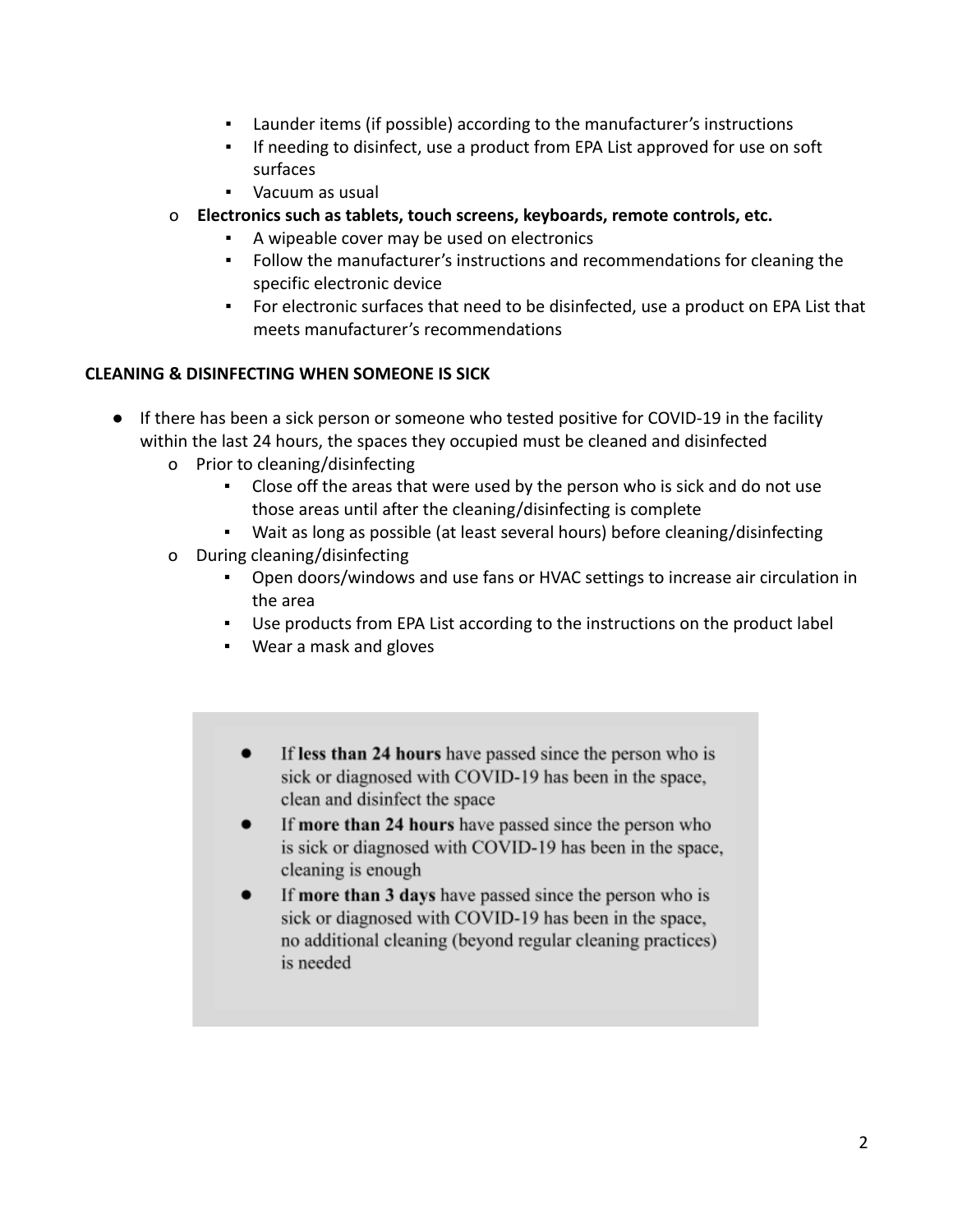- Launder items (if possible) according to the manufacturer's instructions
    - If needing to disinfect, use a product from EPA List approved for use on soft surfaces
    - Vacuum as usual
  - **Electronics such as tablets, touch screens, keyboards, remote controls, etc.**
    - A wipeable cover may be used on electronics
    - Follow the manufacturer's instructions and recommendations for cleaning the specific electronic device
    - For electronic surfaces that need to be disinfected, use a product on EPA List that meets manufacturer's recommendations

**CLEANING & DISINFECTING WHEN SOMEONE IS SICK**

- If there has been a sick person or someone who tested positive for COVID-19 in the facility within the last 24 hours, the spaces they occupied must be cleaned and disinfected
  - Prior to cleaning/disinfecting
    - Close off the areas that were used by the person who is sick and do not use those areas until after the cleaning/disinfecting is complete
    - Wait as long as possible (at least several hours) before cleaning/disinfecting
  - During cleaning/disinfecting
    - Open doors/windows and use fans or HVAC settings to increase air circulation in the area
    - Use products from EPA List according to the instructions on the product label
    - Wear a mask and gloves

> - If **less than 24 hours** have passed since the person who is sick or diagnosed with COVID-19 has been in the space, clean and disinfect the space
> - If **more than 24 hours** have passed since the person who is sick or diagnosed with COVID-19 has been in the space, cleaning is enough
> - If **more than 3 days** have passed since the person who is sick or diagnosed with COVID-19 has been in the space, no additional cleaning (beyond regular cleaning practices) is needed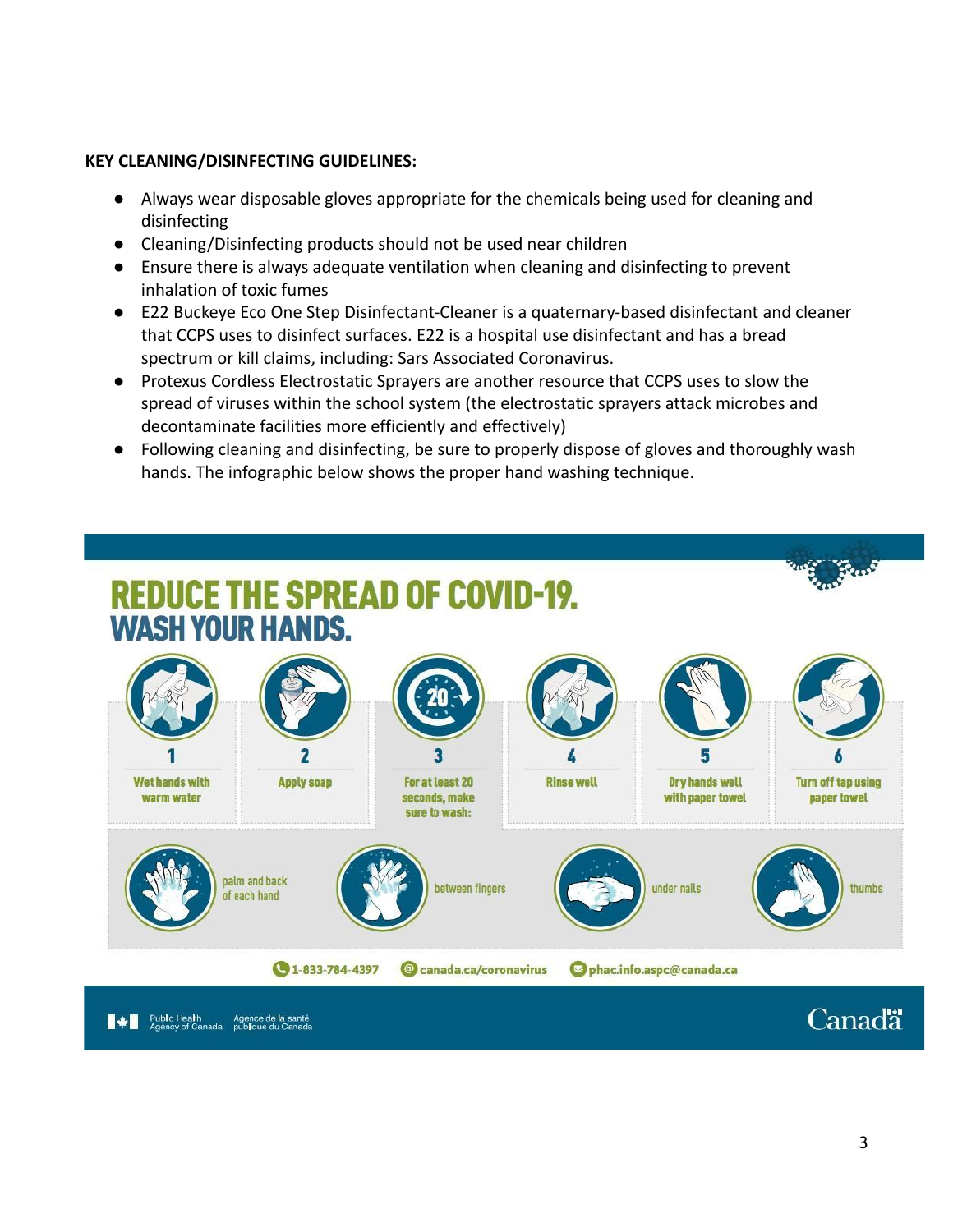**KEY CLEANING/DISINFECTING GUIDELINES:**

- Always wear disposable gloves appropriate for the chemicals being used for cleaning and disinfecting
- Cleaning/Disinfecting products should not be used near children
- Ensure there is always adequate ventilation when cleaning and disinfecting to prevent inhalation of toxic fumes
- E22 Buckeye Eco One Step Disinfectant-Cleaner is a quaternary-based disinfectant and cleaner that CCPS uses to disinfect surfaces. E22 is a hospital use disinfectant and has a bread spectrum or kill claims, including: Sars Associated Coronavirus.
- Protexus Cordless Electrostatic Sprayers are another resource that CCPS uses to slow the spread of viruses within the school system (the electrostatic sprayers attack microbes and decontaminate facilities more efficiently and effectively)
- Following cleaning and disinfecting, be sure to properly dispose of gloves and thoroughly wash hands. The infographic below shows the proper hand washing technique.

# REDUCE THE SPREAD OF COVID-19.
## WASH YOUR HANDS.

1. Wet hands with warm water
2. Apply soap
3. For at least 20 seconds, make sure to wash:
   - palm and back of each hand
   - between fingers
   - under nails
   - thumbs
4. Rinse well
5. Dry hands well with paper towel
6. Turn off tap using paper towel

1-833-784-4397 | canada.ca/coronavirus | phac.info.aspc@canada.ca

Public Health Agency of Canada | Agence de la santé publique du Canada

Canada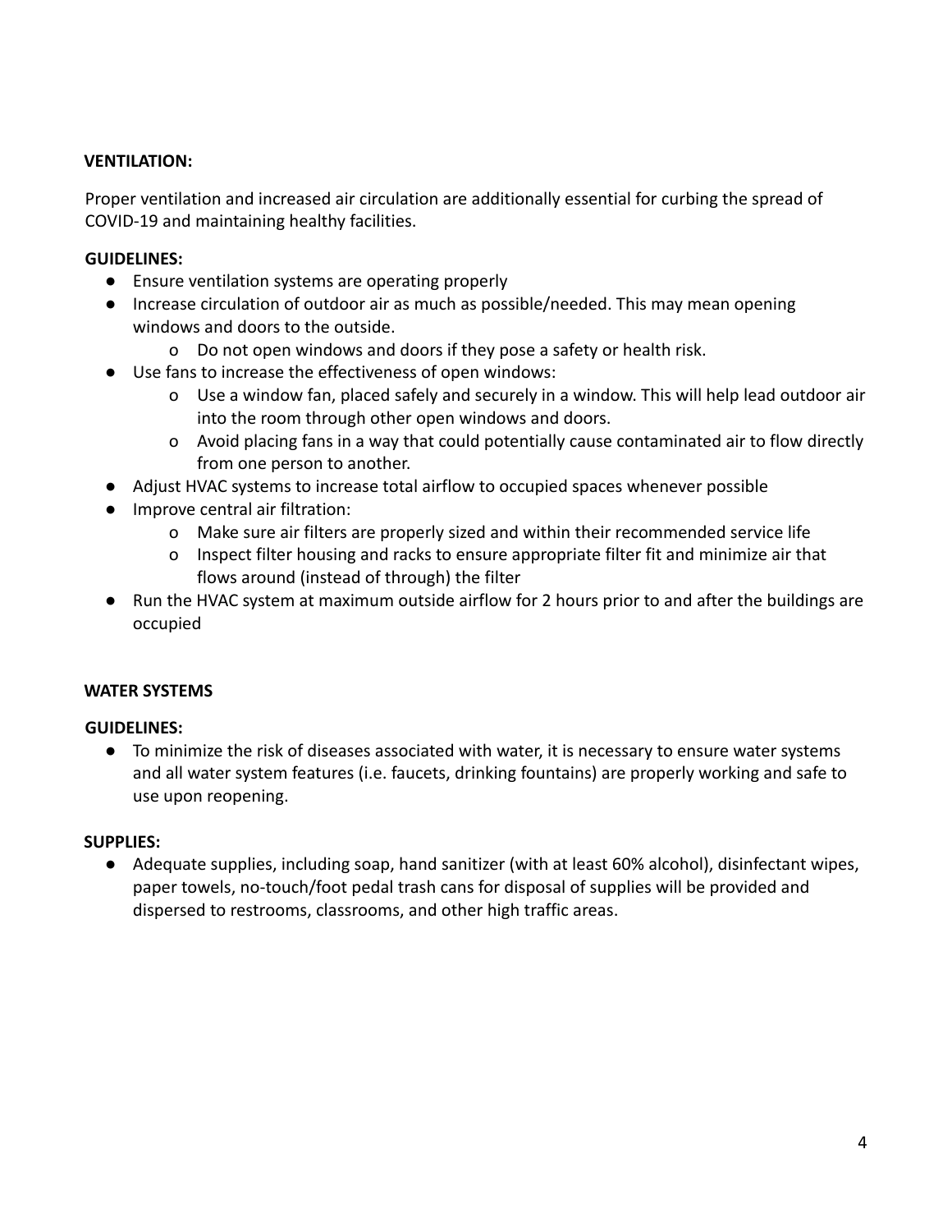**VENTILATION:**

Proper ventilation and increased air circulation are additionally essential for curbing the spread of COVID-19 and maintaining healthy facilities.

**GUIDELINES:**

- Ensure ventilation systems are operating properly
- Increase circulation of outdoor air as much as possible/needed. This may mean opening windows and doors to the outside.
  - Do not open windows and doors if they pose a safety or health risk.
- Use fans to increase the effectiveness of open windows:
  - Use a window fan, placed safely and securely in a window. This will help lead outdoor air into the room through other open windows and doors.
  - Avoid placing fans in a way that could potentially cause contaminated air to flow directly from one person to another.
- Adjust HVAC systems to increase total airflow to occupied spaces whenever possible
- Improve central air filtration:
  - Make sure air filters are properly sized and within their recommended service life
  - Inspect filter housing and racks to ensure appropriate filter fit and minimize air that flows around (instead of through) the filter
- Run the HVAC system at maximum outside airflow for 2 hours prior to and after the buildings are occupied

**WATER SYSTEMS**

**GUIDELINES:**

- To minimize the risk of diseases associated with water, it is necessary to ensure water systems and all water system features (i.e. faucets, drinking fountains) are properly working and safe to use upon reopening.

**SUPPLIES:**

- Adequate supplies, including soap, hand sanitizer (with at least 60% alcohol), disinfectant wipes, paper towels, no-touch/foot pedal trash cans for disposal of supplies will be provided and dispersed to restrooms, classrooms, and other high traffic areas.